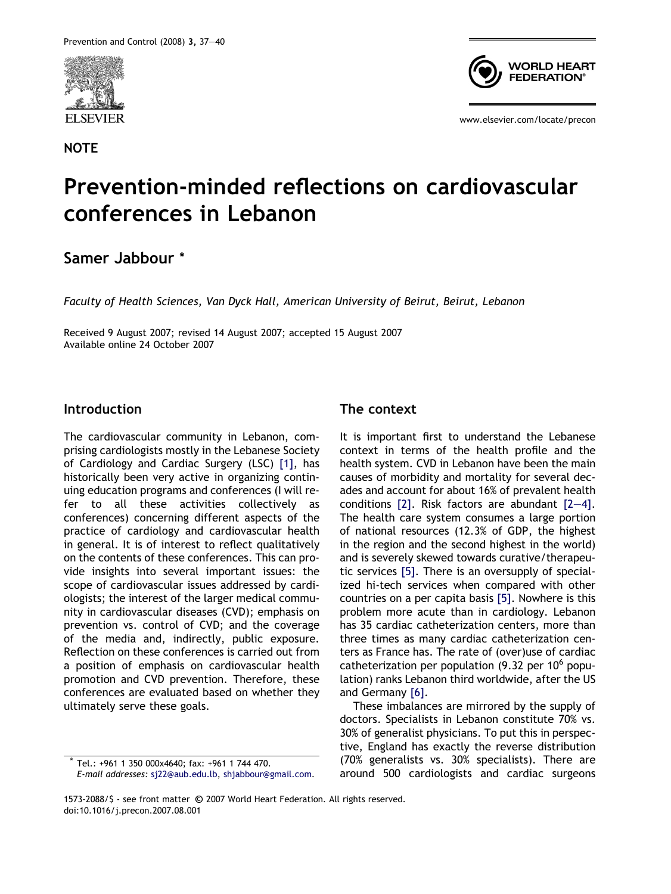**NOTE**

# Prevention-minded reflections on cardiovascular conferences in Lebanon

**Samer Jabbour** *

*Faculty of Health Sciences, Van Dyck Hall, American University of Beirut, Beirut, Lebanon*

Received 9 August 2007; revised 14 August 2007; accepted 15 August 2007
Available online 24 October 2007

## Introduction

The cardiovascular community in Lebanon, comprising cardiologists mostly in the Lebanese Society of Cardiology and Cardiac Surgery (LSC) [1], has historically been very active in organizing continuing education programs and conferences (I will refer to all these activities collectively as conferences) concerning different aspects of the practice of cardiology and cardiovascular health in general. It is of interest to reflect qualitatively on the contents of these conferences. This can provide insights into several important issues: the scope of cardiovascular issues addressed by cardiologists; the interest of the larger medical community in cardiovascular diseases (CVD); emphasis on prevention vs. control of CVD; and the coverage of the media and, indirectly, public exposure. Reflection on these conferences is carried out from a position of emphasis on cardiovascular health promotion and CVD prevention. Therefore, these conferences are evaluated based on whether they ultimately serve these goals.

## The context

It is important first to understand the Lebanese context in terms of the health profile and the health system. CVD in Lebanon have been the main causes of morbidity and mortality for several decades and account for about 16% of prevalent health conditions [2]. Risk factors are abundant [2–4]. The health care system consumes a large portion of national resources (12.3% of GDP, the highest in the region and the second highest in the world) and is severely skewed towards curative/therapeutic services [5]. There is an oversupply of specialized hi-tech services when compared with other countries on a per capita basis [5]. Nowhere is this problem more acute than in cardiology. Lebanon has 35 cardiac catheterization centers, more than three times as many cardiac catheterization centers as France has. The rate of (over)use of cardiac catheterization per population (9.32 per $10^6$ population) ranks Lebanon third worldwide, after the US and Germany [6].

These imbalances are mirrored by the supply of doctors. Specialists in Lebanon constitute 70% vs. 30% of generalist physicians. To put this in perspective, England has exactly the reverse distribution (70% generalists vs. 30% specialists). There are around 500 cardiologists and cardiac surgeons

* Tel.: +961 1 350 000x4640; fax: +961 1 744 470.
*E-mail addresses:* sj22@aub.edu.lb, shjabbour@gmail.com.

1573-2088/$ - see front matter © 2007 World Heart Federation. All rights reserved.
doi:10.1016/j.precon.2007.08.001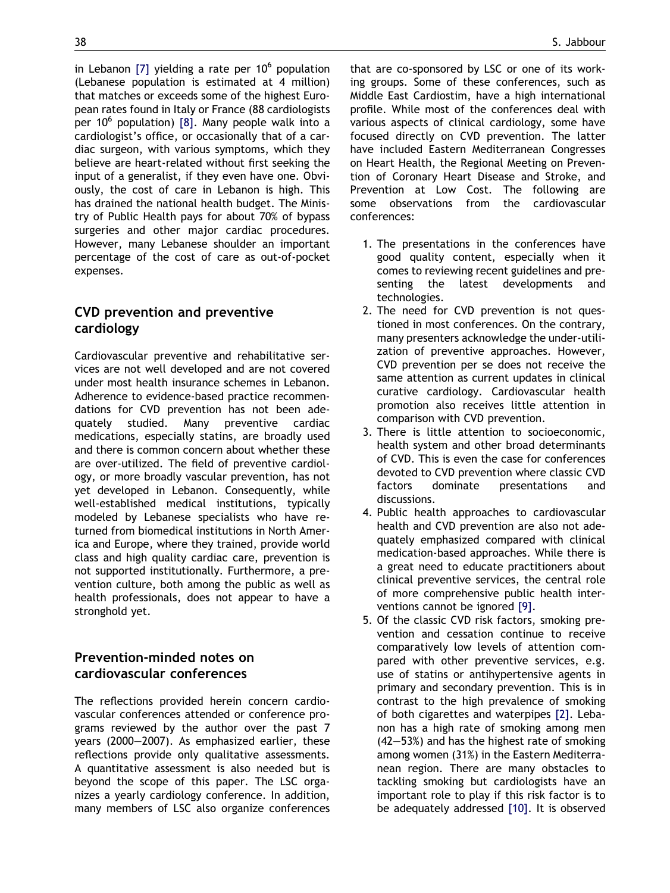in Lebanon [7] yielding a rate per $10^6$ population (Lebanese population is estimated at 4 million) that matches or exceeds some of the highest European rates found in Italy or France (88 cardiologists per $10^6$ population) [8]. Many people walk into a cardiologist's office, or occasionally that of a cardiac surgeon, with various symptoms, which they believe are heart-related without first seeking the input of a generalist, if they even have one. Obviously, the cost of care in Lebanon is high. This has drained the national health budget. The Ministry of Public Health pays for about 70% of bypass surgeries and other major cardiac procedures. However, many Lebanese shoulder an important percentage of the cost of care as out-of-pocket expenses.

## CVD prevention and preventive cardiology

Cardiovascular preventive and rehabilitative services are not well developed and are not covered under most health insurance schemes in Lebanon. Adherence to evidence-based practice recommendations for CVD prevention has not been adequately studied. Many preventive cardiac medications, especially statins, are broadly used and there is common concern about whether these are over-utilized. The field of preventive cardiology, or more broadly vascular prevention, has not yet developed in Lebanon. Consequently, while well-established medical institutions, typically modeled by Lebanese specialists who have returned from biomedical institutions in North America and Europe, where they trained, provide world class and high quality cardiac care, prevention is not supported institutionally. Furthermore, a prevention culture, both among the public as well as health professionals, does not appear to have a stronghold yet.

## Prevention-minded notes on cardiovascular conferences

The reflections provided herein concern cardiovascular conferences attended or conference programs reviewed by the author over the past 7 years (2000—2007). As emphasized earlier, these reflections provide only qualitative assessments. A quantitative assessment is also needed but is beyond the scope of this paper. The LSC organizes a yearly cardiology conference. In addition, many members of LSC also organize conferences that are co-sponsored by LSC or one of its working groups. Some of these conferences, such as Middle East Cardiostim, have a high international profile. While most of the conferences deal with various aspects of clinical cardiology, some have focused directly on CVD prevention. The latter have included Eastern Mediterranean Congresses on Heart Health, the Regional Meeting on Prevention of Coronary Heart Disease and Stroke, and Prevention at Low Cost. The following are some observations from the cardiovascular conferences:

1. The presentations in the conferences have good quality content, especially when it comes to reviewing recent guidelines and presenting the latest developments and technologies.
2. The need for CVD prevention is not questioned in most conferences. On the contrary, many presenters acknowledge the under-utilization of preventive approaches. However, CVD prevention per se does not receive the same attention as current updates in clinical curative cardiology. Cardiovascular health promotion also receives little attention in comparison with CVD prevention.
3. There is little attention to socioeconomic, health system and other broad determinants of CVD. This is even the case for conferences devoted to CVD prevention where classic CVD factors dominate presentations and discussions.
4. Public health approaches to cardiovascular health and CVD prevention are also not adequately emphasized compared with clinical medication-based approaches. While there is a great need to educate practitioners about clinical preventive services, the central role of more comprehensive public health interventions cannot be ignored [9].
5. Of the classic CVD risk factors, smoking prevention and cessation continue to receive comparatively low levels of attention compared with other preventive services, e.g. use of statins or antihypertensive agents in primary and secondary prevention. This is in contrast to the high prevalence of smoking of both cigarettes and waterpipes [2]. Lebanon has a high rate of smoking among men (42—53%) and has the highest rate of smoking among women (31%) in the Eastern Mediterranean region. There are many obstacles to tackling smoking but cardiologists have an important role to play if this risk factor is to be adequately addressed [10]. It is observed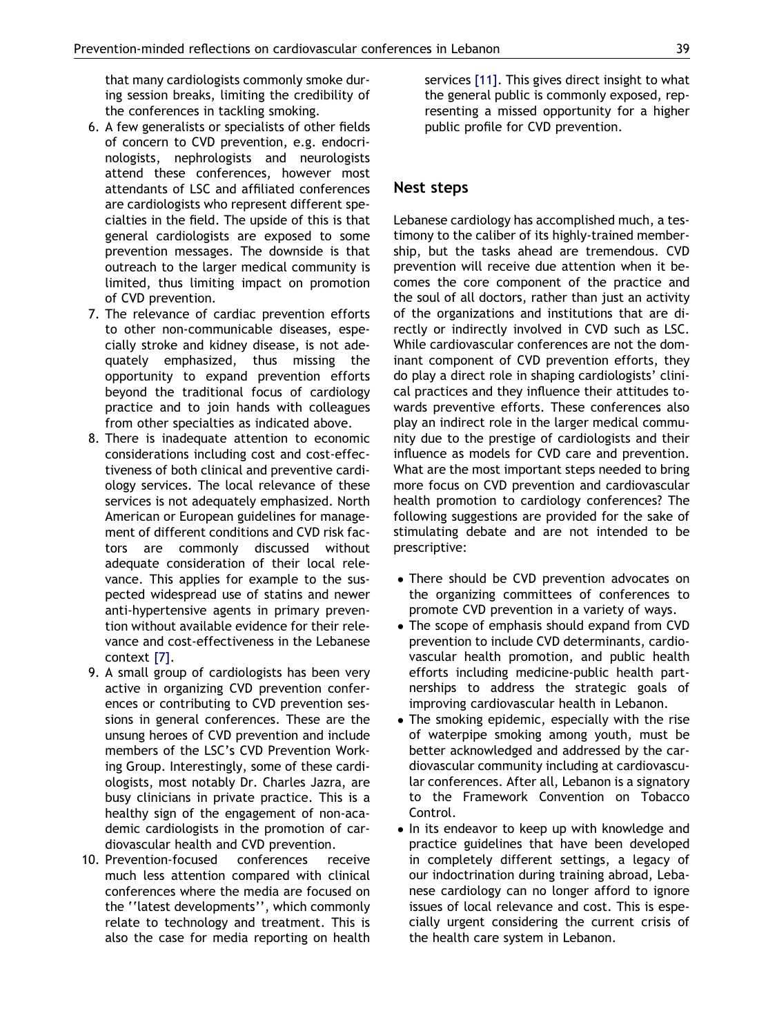that many cardiologists commonly smoke during session breaks, limiting the credibility of the conferences in tackling smoking.

6. A few generalists or specialists of other fields of concern to CVD prevention, e.g. endocrinologists, nephrologists and neurologists attend these conferences, however most attendants of LSC and affiliated conferences are cardiologists who represent different specialties in the field. The upside of this is that general cardiologists are exposed to some prevention messages. The downside is that outreach to the larger medical community is limited, thus limiting impact on promotion of CVD prevention.
7. The relevance of cardiac prevention efforts to other non-communicable diseases, especially stroke and kidney disease, is not adequately emphasized, thus missing the opportunity to expand prevention efforts beyond the traditional focus of cardiology practice and to join hands with colleagues from other specialties as indicated above.
8. There is inadequate attention to economic considerations including cost and cost-effectiveness of both clinical and preventive cardiology services. The local relevance of these services is not adequately emphasized. North American or European guidelines for management of different conditions and CVD risk factors are commonly discussed without adequate consideration of their local relevance. This applies for example to the suspected widespread use of statins and newer anti-hypertensive agents in primary prevention without available evidence for their relevance and cost-effectiveness in the Lebanese context [7].
9. A small group of cardiologists has been very active in organizing CVD prevention conferences or contributing to CVD prevention sessions in general conferences. These are the unsung heroes of CVD prevention and include members of the LSC's CVD Prevention Working Group. Interestingly, some of these cardiologists, most notably Dr. Charles Jazra, are busy clinicians in private practice. This is a healthy sign of the engagement of non-academic cardiologists in the promotion of cardiovascular health and CVD prevention.
10. Prevention-focused conferences receive much less attention compared with clinical conferences where the media are focused on the ''latest developments'', which commonly relate to technology and treatment. This is also the case for media reporting on health services [11]. This gives direct insight to what the general public is commonly exposed, representing a missed opportunity for a higher public profile for CVD prevention.

## Nest steps

Lebanese cardiology has accomplished much, a testimony to the caliber of its highly-trained membership, but the tasks ahead are tremendous. CVD prevention will receive due attention when it becomes the core component of the practice and the soul of all doctors, rather than just an activity of the organizations and institutions that are directly or indirectly involved in CVD such as LSC. While cardiovascular conferences are not the dominant component of CVD prevention efforts, they do play a direct role in shaping cardiologists' clinical practices and they influence their attitudes towards preventive efforts. These conferences also play an indirect role in the larger medical community due to the prestige of cardiologists and their influence as models for CVD care and prevention. What are the most important steps needed to bring more focus on CVD prevention and cardiovascular health promotion to cardiology conferences? The following suggestions are provided for the sake of stimulating debate and are not intended to be prescriptive:

- There should be CVD prevention advocates on the organizing committees of conferences to promote CVD prevention in a variety of ways.
- The scope of emphasis should expand from CVD prevention to include CVD determinants, cardiovascular health promotion, and public health efforts including medicine-public health partnerships to address the strategic goals of improving cardiovascular health in Lebanon.
- The smoking epidemic, especially with the rise of waterpipe smoking among youth, must be better acknowledged and addressed by the cardiovascular community including at cardiovascular conferences. After all, Lebanon is a signatory to the Framework Convention on Tobacco Control.
- In its endeavor to keep up with knowledge and practice guidelines that have been developed in completely different settings, a legacy of our indoctrination during training abroad, Lebanese cardiology can no longer afford to ignore issues of local relevance and cost. This is especially urgent considering the current crisis of the health care system in Lebanon.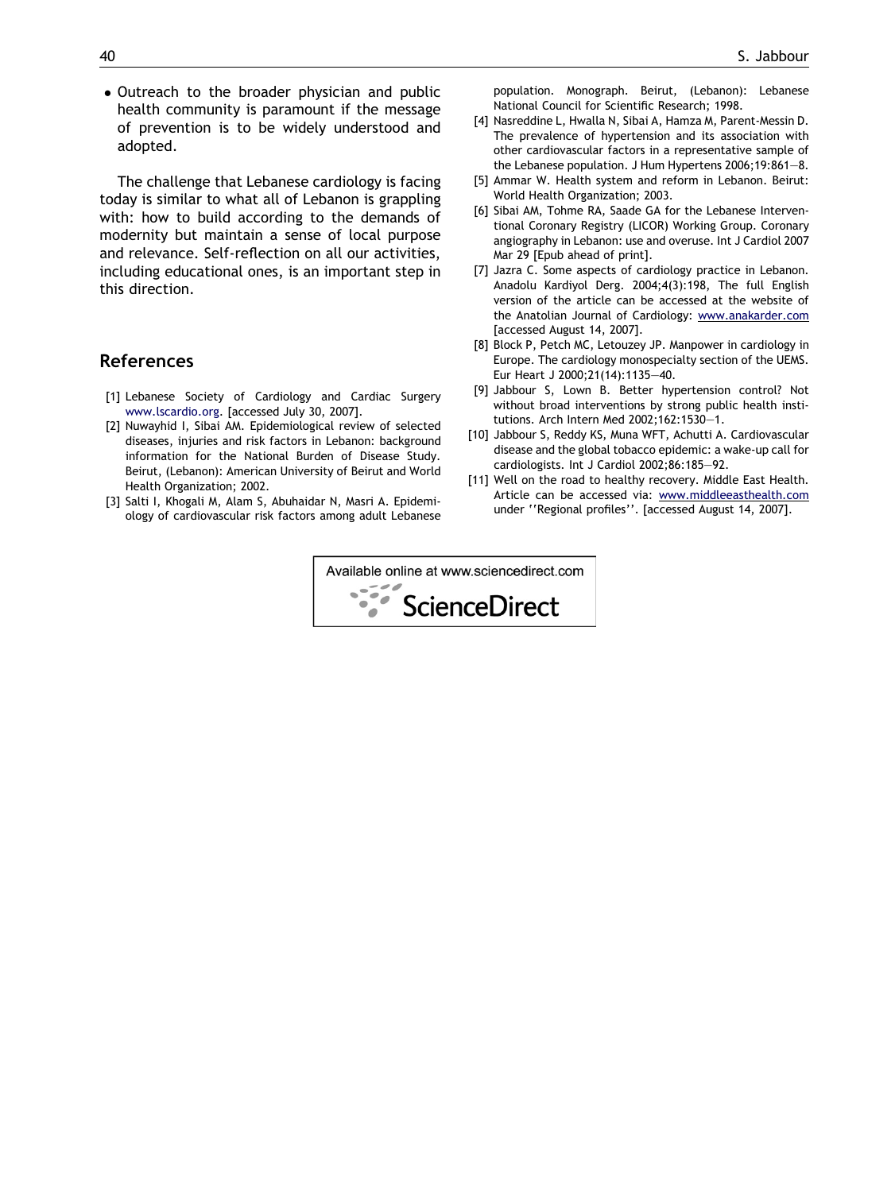- Outreach to the broader physician and public health community is paramount if the message of prevention is to be widely understood and adopted.

The challenge that Lebanese cardiology is facing today is similar to what all of Lebanon is grappling with: how to build according to the demands of modernity but maintain a sense of local purpose and relevance. Self-reflection on all our activities, including educational ones, is an important step in this direction.

## References

[1] Lebanese Society of Cardiology and Cardiac Surgery www.lscardio.org. [accessed July 30, 2007].

[2] Nuwayhid I, Sibai AM. Epidemiological review of selected diseases, injuries and risk factors in Lebanon: background information for the National Burden of Disease Study. Beirut, (Lebanon): American University of Beirut and World Health Organization; 2002.

[3] Salti I, Khogali M, Alam S, Abuhaidar N, Masri A. Epidemiology of cardiovascular risk factors among adult Lebanese population. Monograph. Beirut, (Lebanon): Lebanese National Council for Scientific Research; 1998.

[4] Nasreddine L, Hwalla N, Sibai A, Hamza M, Parent-Messin D. The prevalence of hypertension and its association with other cardiovascular factors in a representative sample of the Lebanese population. J Hum Hypertens 2006;19:861—8.

[5] Ammar W. Health system and reform in Lebanon. Beirut: World Health Organization; 2003.

[6] Sibai AM, Tohme RA, Saade GA for the Lebanese Interventional Coronary Registry (LICOR) Working Group. Coronary angiography in Lebanon: use and overuse. Int J Cardiol 2007 Mar 29 [Epub ahead of print].

[7] Jazra C. Some aspects of cardiology practice in Lebanon. Anadolu Kardiyol Derg. 2004;4(3):198, The full English version of the article can be accessed at the website of the Anatolian Journal of Cardiology: www.anakarder.com [accessed August 14, 2007].

[8] Block P, Petch MC, Letouzey JP. Manpower in cardiology in Europe. The cardiology monospecialty section of the UEMS. Eur Heart J 2000;21(14):1135—40.

[9] Jabbour S, Lown B. Better hypertension control? Not without broad interventions by strong public health institutions. Arch Intern Med 2002;162:1530—1.

[10] Jabbour S, Reddy KS, Muna WFT, Achutti A. Cardiovascular disease and the global tobacco epidemic: a wake-up call for cardiologists. Int J Cardiol 2002;86:185—92.

[11] Well on the road to healthy recovery. Middle East Health. Article can be accessed via: www.middleeasthealth.com under ''Regional profiles''. [accessed August 14, 2007].

Available online at www.sciencedirect.com

ScienceDirect